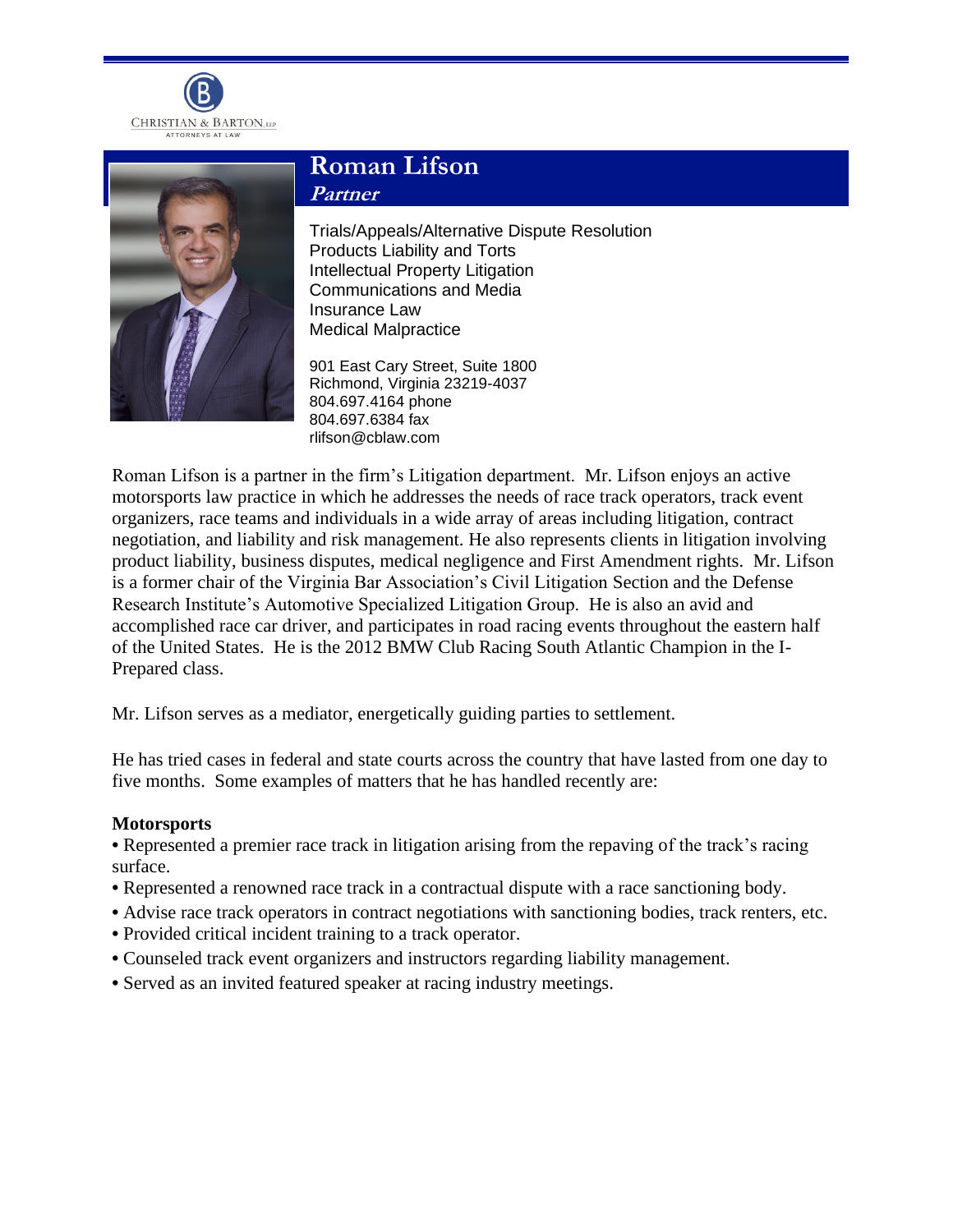CHRISTIAN & BARTON, LLP
ATTORNEYS AT LAW

# Roman Lifson

***Partner***

Trials/Appeals/Alternative Dispute Resolution
Products Liability and Torts
Intellectual Property Litigation
Communications and Media
Insurance Law
Medical Malpractice

901 East Cary Street, Suite 1800
Richmond, Virginia 23219-4037
804.697.4164 phone
804.697.6384 fax
rlifson@cblaw.com

Roman Lifson is a partner in the firm's Litigation department. Mr. Lifson enjoys an active motorsports law practice in which he addresses the needs of race track operators, track event organizers, race teams and individuals in a wide array of areas including litigation, contract negotiation, and liability and risk management. He also represents clients in litigation involving product liability, business disputes, medical negligence and First Amendment rights. Mr. Lifson is a former chair of the Virginia Bar Association's Civil Litigation Section and the Defense Research Institute's Automotive Specialized Litigation Group. He is also an avid and accomplished race car driver, and participates in road racing events throughout the eastern half of the United States. He is the 2012 BMW Club Racing South Atlantic Champion in the I-Prepared class.

Mr. Lifson serves as a mediator, energetically guiding parties to settlement.

He has tried cases in federal and state courts across the country that have lasted from one day to five months. Some examples of matters that he has handled recently are:

**Motorsports**

- Represented a premier race track in litigation arising from the repaving of the track's racing surface.
- Represented a renowned race track in a contractual dispute with a race sanctioning body.
- Advise race track operators in contract negotiations with sanctioning bodies, track renters, etc.
- Provided critical incident training to a track operator.
- Counseled track event organizers and instructors regarding liability management.
- Served as an invited featured speaker at racing industry meetings.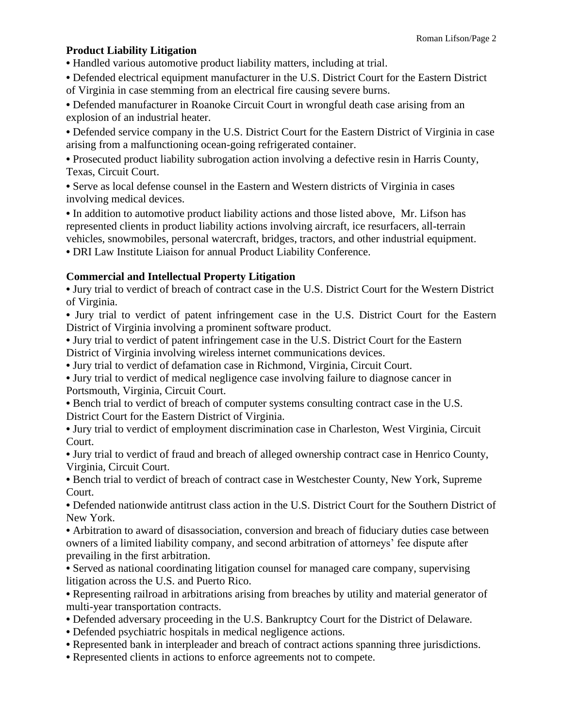**Product Liability Litigation**

- Handled various automotive product liability matters, including at trial.
- Defended electrical equipment manufacturer in the U.S. District Court for the Eastern District of Virginia in case stemming from an electrical fire causing severe burns.
- Defended manufacturer in Roanoke Circuit Court in wrongful death case arising from an explosion of an industrial heater.
- Defended service company in the U.S. District Court for the Eastern District of Virginia in case arising from a malfunctioning ocean-going refrigerated container.
- Prosecuted product liability subrogation action involving a defective resin in Harris County, Texas, Circuit Court.
- Serve as local defense counsel in the Eastern and Western districts of Virginia in cases involving medical devices.
- In addition to automotive product liability actions and those listed above, Mr. Lifson has represented clients in product liability actions involving aircraft, ice resurfacers, all-terrain vehicles, snowmobiles, personal watercraft, bridges, tractors, and other industrial equipment.
- DRI Law Institute Liaison for annual Product Liability Conference.

**Commercial and Intellectual Property Litigation**

- Jury trial to verdict of breach of contract case in the U.S. District Court for the Western District of Virginia.
- Jury trial to verdict of patent infringement case in the U.S. District Court for the Eastern District of Virginia involving a prominent software product.
- Jury trial to verdict of patent infringement case in the U.S. District Court for the Eastern District of Virginia involving wireless internet communications devices.
- Jury trial to verdict of defamation case in Richmond, Virginia, Circuit Court.
- Jury trial to verdict of medical negligence case involving failure to diagnose cancer in Portsmouth, Virginia, Circuit Court.
- Bench trial to verdict of breach of computer systems consulting contract case in the U.S. District Court for the Eastern District of Virginia.
- Jury trial to verdict of employment discrimination case in Charleston, West Virginia, Circuit Court.
- Jury trial to verdict of fraud and breach of alleged ownership contract case in Henrico County, Virginia, Circuit Court.
- Bench trial to verdict of breach of contract case in Westchester County, New York, Supreme Court.
- Defended nationwide antitrust class action in the U.S. District Court for the Southern District of New York.
- Arbitration to award of disassociation, conversion and breach of fiduciary duties case between owners of a limited liability company, and second arbitration of attorneys' fee dispute after prevailing in the first arbitration.
- Served as national coordinating litigation counsel for managed care company, supervising litigation across the U.S. and Puerto Rico.
- Representing railroad in arbitrations arising from breaches by utility and material generator of multi-year transportation contracts.
- Defended adversary proceeding in the U.S. Bankruptcy Court for the District of Delaware.
- Defended psychiatric hospitals in medical negligence actions.
- Represented bank in interpleader and breach of contract actions spanning three jurisdictions.
- Represented clients in actions to enforce agreements not to compete.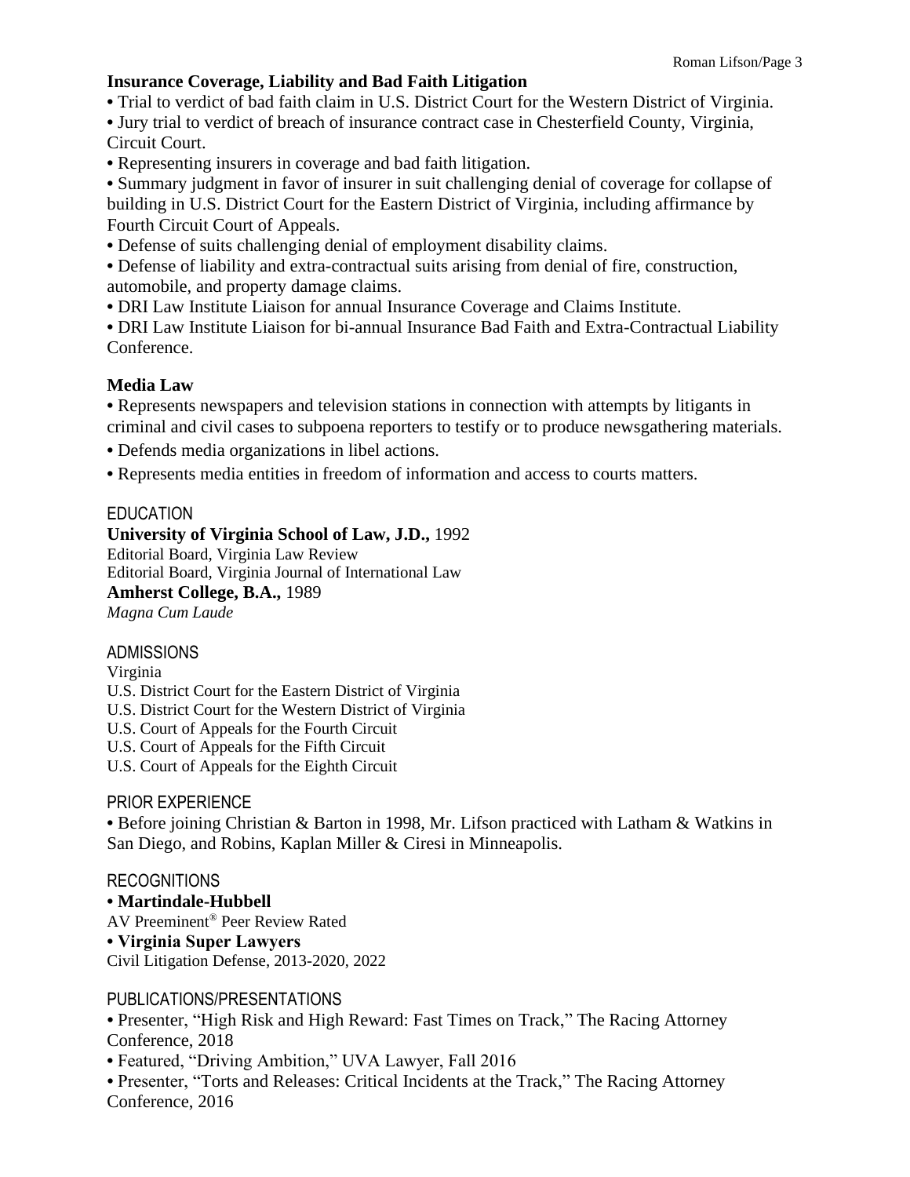### Insurance Coverage, Liability and Bad Faith Litigation

- Trial to verdict of bad faith claim in U.S. District Court for the Western District of Virginia.
- Jury trial to verdict of breach of insurance contract case in Chesterfield County, Virginia, Circuit Court.
- Representing insurers in coverage and bad faith litigation.
- Summary judgment in favor of insurer in suit challenging denial of coverage for collapse of building in U.S. District Court for the Eastern District of Virginia, including affirmance by Fourth Circuit Court of Appeals.
- Defense of suits challenging denial of employment disability claims.
- Defense of liability and extra-contractual suits arising from denial of fire, construction, automobile, and property damage claims.
- DRI Law Institute Liaison for annual Insurance Coverage and Claims Institute.
- DRI Law Institute Liaison for bi-annual Insurance Bad Faith and Extra-Contractual Liability Conference.

### Media Law

- Represents newspapers and television stations in connection with attempts by litigants in criminal and civil cases to subpoena reporters to testify or to produce newsgathering materials.
- Defends media organizations in libel actions.
- Represents media entities in freedom of information and access to courts matters.

## EDUCATION

**University of Virginia School of Law, J.D.,** 1992
Editorial Board, Virginia Law Review
Editorial Board, Virginia Journal of International Law
**Amherst College, B.A.,** 1989
*Magna Cum Laude*

## ADMISSIONS

Virginia
U.S. District Court for the Eastern District of Virginia
U.S. District Court for the Western District of Virginia
U.S. Court of Appeals for the Fourth Circuit
U.S. Court of Appeals for the Fifth Circuit
U.S. Court of Appeals for the Eighth Circuit

## PRIOR EXPERIENCE

- Before joining Christian & Barton in 1998, Mr. Lifson practiced with Latham & Watkins in San Diego, and Robins, Kaplan Miller & Ciresi in Minneapolis.

## RECOGNITIONS

- **Martindale-Hubbell**
AV Preeminent® Peer Review Rated
- **Virginia Super Lawyers**
Civil Litigation Defense, 2013-2020, 2022

## PUBLICATIONS/PRESENTATIONS

- Presenter, "High Risk and High Reward: Fast Times on Track," The Racing Attorney Conference, 2018
- Featured, "Driving Ambition," UVA Lawyer, Fall 2016
- Presenter, "Torts and Releases: Critical Incidents at the Track," The Racing Attorney Conference, 2016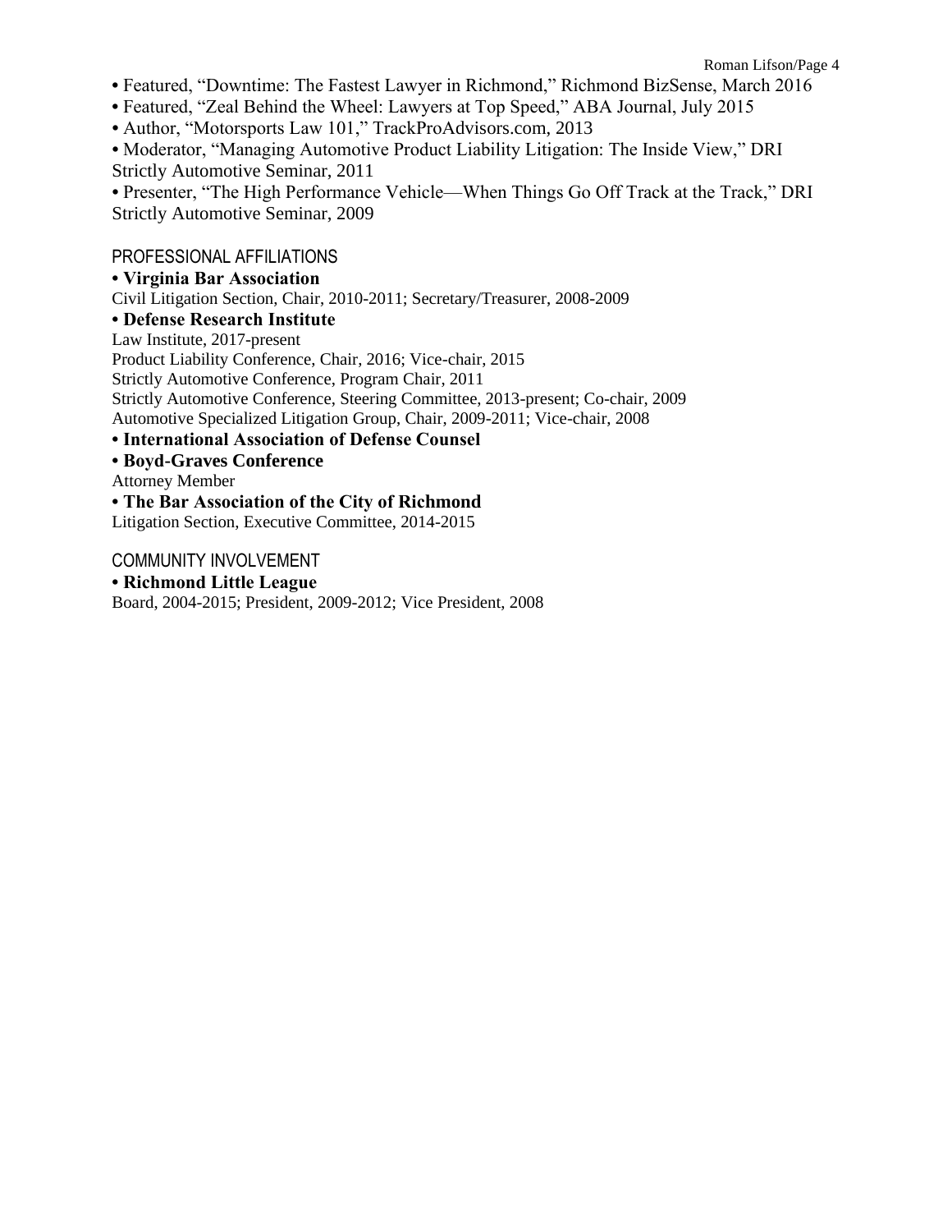- Featured, “Downtime: The Fastest Lawyer in Richmond,” Richmond BizSense, March 2016
- Featured, “Zeal Behind the Wheel: Lawyers at Top Speed,” ABA Journal, July 2015
- Author, “Motorsports Law 101,” TrackProAdvisors.com, 2013
- Moderator, “Managing Automotive Product Liability Litigation: The Inside View,” DRI Strictly Automotive Seminar, 2011
- Presenter, “The High Performance Vehicle—When Things Go Off Track at the Track,” DRI Strictly Automotive Seminar, 2009

## PROFESSIONAL AFFILIATIONS

**• Virginia Bar Association**

Civil Litigation Section, Chair, 2010-2011; Secretary/Treasurer, 2008-2009

**• Defense Research Institute**

Law Institute, 2017-present
Product Liability Conference, Chair, 2016; Vice-chair, 2015
Strictly Automotive Conference, Program Chair, 2011
Strictly Automotive Conference, Steering Committee, 2013-present; Co-chair, 2009
Automotive Specialized Litigation Group, Chair, 2009-2011; Vice-chair, 2008

**• International Association of Defense Counsel**

**• Boyd-Graves Conference**

Attorney Member

**• The Bar Association of the City of Richmond**

Litigation Section, Executive Committee, 2014-2015

## COMMUNITY INVOLVEMENT

**• Richmond Little League**

Board, 2004-2015; President, 2009-2012; Vice President, 2008